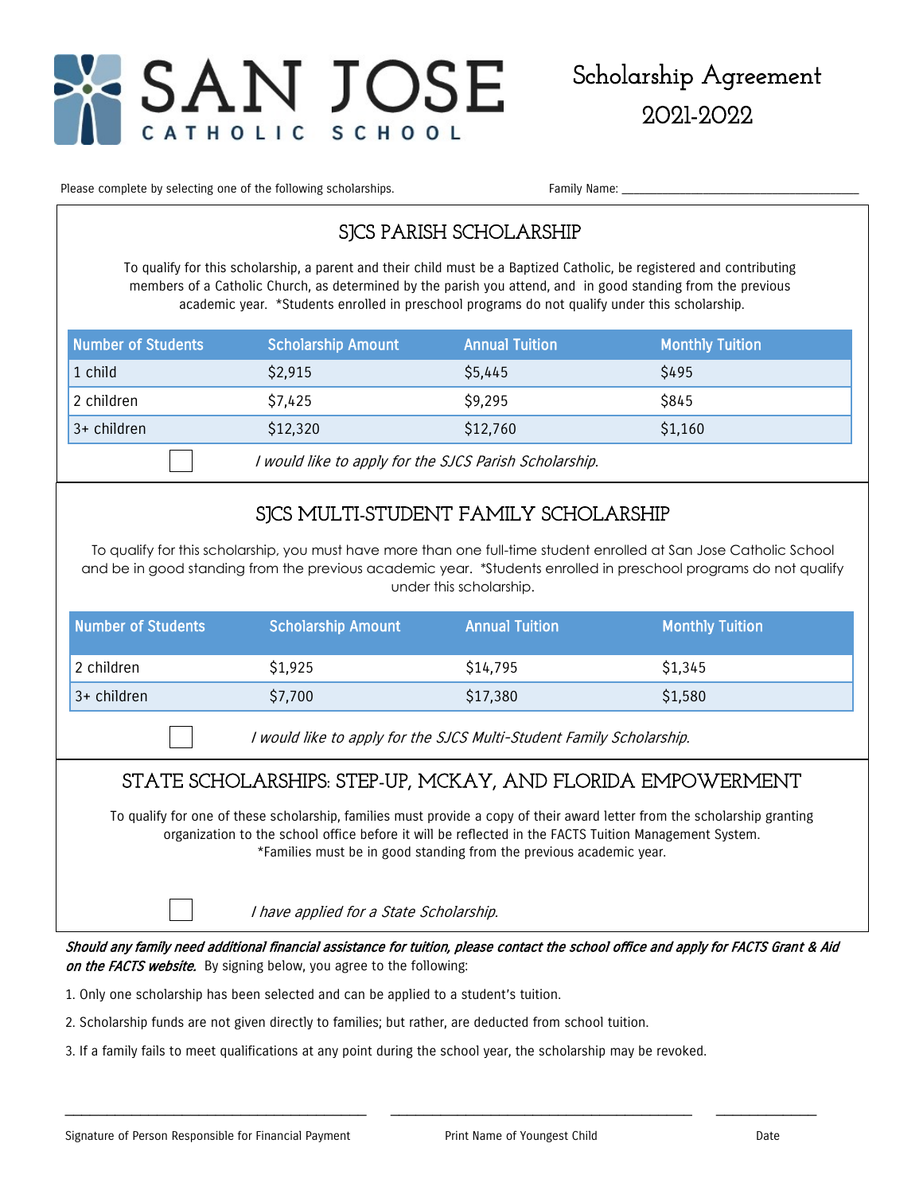# SAN JOSE CATHOLIC SCHOOL

## Scholarship Agreement 2021-2022

Please complete by selecting one of the following scholarships.

Family Name: ______________________________

## SJCS PARISH SCHOLARSHIP

To qualify for this scholarship, a parent and their child must be a Baptized Catholic, be registered and contributing members of a Catholic Church, as determined by the parish you attend, and in good standing from the previous academic year. *Students enrolled in preschool programs do not qualify under this scholarship.

| Number of Students | Scholarship Amount | Annual Tuition | Monthly Tuition |
|---|---|---|---|
| 1 child | $2,915 | $5,445 | $495 |
| 2 children | $7,425 | $9,295 | $845 |
| 3+ children | $12,320 | $12,760 | $1,160 |

☐ *I would like to apply for the SJCS Parish Scholarship.*

## SJCS MULTI-STUDENT FAMILY SCHOLARSHIP

To qualify for this scholarship, you must have more than one full-time student enrolled at San Jose Catholic School and be in good standing from the previous academic year. *Students enrolled in preschool programs do not qualify under this scholarship.

| Number of Students | Scholarship Amount | Annual Tuition | Monthly Tuition |
|---|---|---|---|
| 2 children | $1,925 | $14,795 | $1,345 |
| 3+ children | $7,700 | $17,380 | $1,580 |

☐ *I would like to apply for the SJCS Multi-Student Family Scholarship.*

## STATE SCHOLARSHIPS: STEP-UP, MCKAY, AND FLORIDA EMPOWERMENT

To qualify for one of these scholarship, families must provide a copy of their award letter from the scholarship granting organization to the school office before it will be reflected in the FACTS Tuition Management System. *Families must be in good standing from the previous academic year.

☐ *I have applied for a State Scholarship.*

***Should any family need additional financial assistance for tuition, please contact the school office and apply for FACTS Grant & Aid on the FACTS website.*** By signing below, you agree to the following:

1. Only one scholarship has been selected and can be applied to a student's tuition.
2. Scholarship funds are not given directly to families; but rather, are deducted from school tuition.
3. If a family fails to meet qualifications at any point during the school year, the scholarship may be revoked.

______________________________ Signature of Person Responsible for Financial Payment

______________________________ Print Name of Youngest Child

__________ Date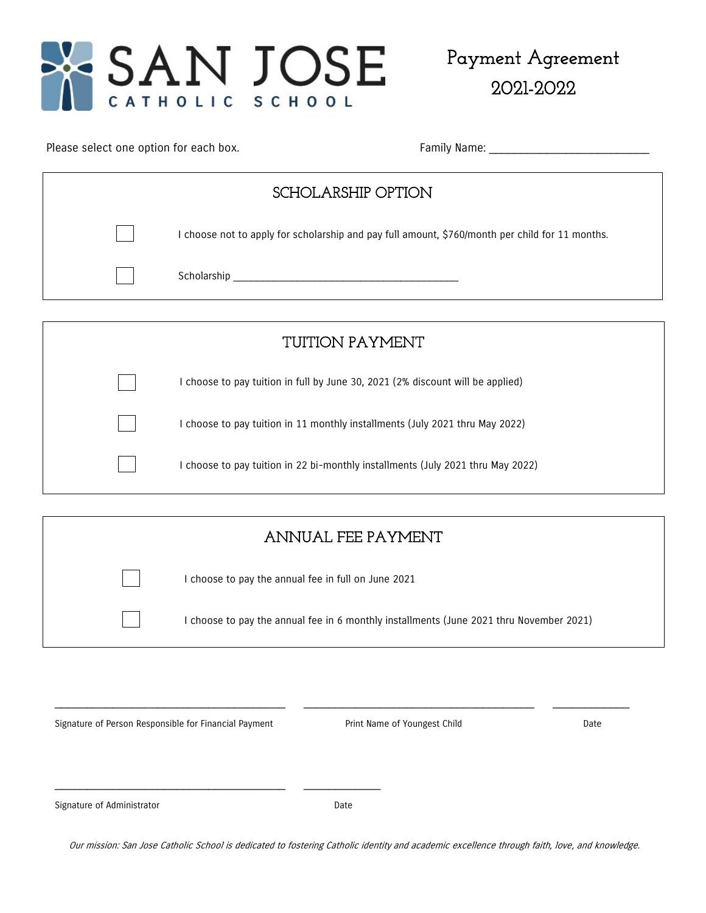# SAN JOSE CATHOLIC SCHOOL

## Payment Agreement 2021-2022

Please select one option for each box.

Family Name: ____________________________

### SCHOLARSHIP OPTION

- ☐ I choose not to apply for scholarship and pay full amount, $760/month per child for 11 months.
- ☐ Scholarship ________________________________________

### TUITION PAYMENT

- ☐ I choose to pay tuition in full by June 30, 2021 (2% discount will be applied)
- ☐ I choose to pay tuition in 11 monthly installments (July 2021 thru May 2022)
- ☐ I choose to pay tuition in 22 bi-monthly installments (July 2021 thru May 2022)

### ANNUAL FEE PAYMENT

- ☐ I choose to pay the annual fee in full on June 2021
- ☐ I choose to pay the annual fee in 6 monthly installments (June 2021 thru November 2021)

________________________________________ ________________________________________ ______________

Signature of Person Responsible for Financial Payment  Print Name of Youngest Child  Date

________________________________________ ______________

Signature of Administrator  Date

*Our mission: San Jose Catholic School is dedicated to fostering Catholic identity and academic excellence through faith, love, and knowledge.*